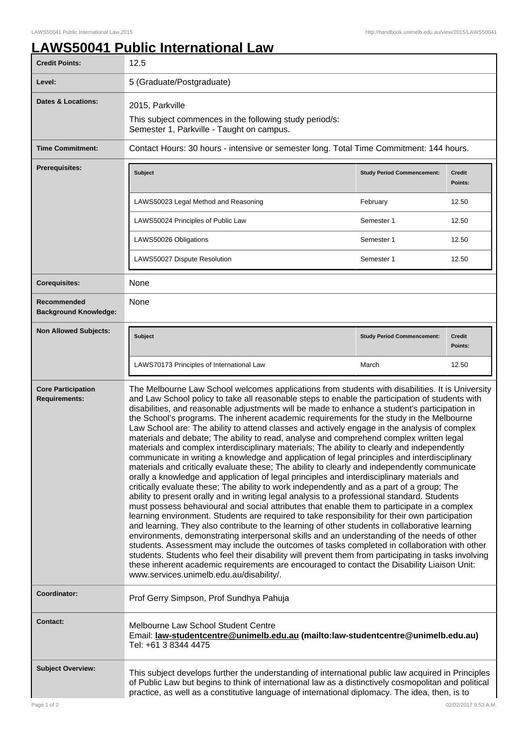# LAWS50041 Public International Law

| | |
|---|---|
| **Credit Points:** | 12.5 |
| **Level:** | 5 (Graduate/Postgraduate) |
| **Dates & Locations:** | 2015, Parkville<br>This subject commences in the following study period/s:<br>Semester 1, Parkville - Taught on campus. |
| **Time Commitment:** | Contact Hours: 30 hours - intensive or semester long. Total Time Commitment: 144 hours. |
| **Prerequisites:** | see table below |
| **Corequisites:** | None |
| **Recommended Background Knowledge:** | None |
| **Non Allowed Subjects:** | see table below |

**Prerequisites:**

| Subject | Study Period Commencement: | Credit Points: |
|---|---|---|
| LAWS50023 Legal Method and Reasoning | February | 12.50 |
| LAWS50024 Principles of Public Law | Semester 1 | 12.50 |
| LAWS50026 Obligations | Semester 1 | 12.50 |
| LAWS50027 Dispute Resolution | Semester 1 | 12.50 |

**Non Allowed Subjects:**

| Subject | Study Period Commencement: | Credit Points: |
|---|---|---|
| LAWS70173 Principles of International Law | March | 12.50 |

**Core Participation Requirements:**

The Melbourne Law School welcomes applications from students with disabilities. It is University and Law School policy to take all reasonable steps to enable the participation of students with disabilities, and reasonable adjustments will be made to enhance a student's participation in the School's programs. The inherent academic requirements for the study in the Melbourne Law School are: The ability to attend classes and actively engage in the analysis of complex materials and debate; The ability to read, analyse and comprehend complex written legal materials and complex interdisciplinary materials; The ability to clearly and independently communicate in writing a knowledge and application of legal principles and interdisciplinary materials and critically evaluate these; The ability to clearly and independently communicate orally a knowledge and application of legal principles and interdisciplinary materials and critically evaluate these; The ability to work independently and as a part of a group; The ability to present orally and in writing legal analysis to a professional standard. Students must possess behavioural and social attributes that enable them to participate in a complex learning environment. Students are required to take responsibility for their own participation and learning. They also contribute to the learning of other students in collaborative learning environments, demonstrating interpersonal skills and an understanding of the needs of other students. Assessment may include the outcomes of tasks completed in collaboration with other students. Students who feel their disability will prevent them from participating in tasks involving these inherent academic requirements are encouraged to contact the Disability Liaison Unit: www.services.unimelb.edu.au/disability/.

**Coordinator:**

Prof Gerry Simpson, Prof Sundhya Pahuja

**Contact:**

Melbourne Law School Student Centre
Email: **law-studentcentre@unimelb.edu.au (mailto:law-studentcentre@unimelb.edu.au)**
Tel: +61 3 8344 4475

**Subject Overview:**

This subject develops further the understanding of international public law acquired in Principles of Public Law but begins to think of international law as a distinctively cosmopolitan and political practice, as well as a constitutive language of international diplomacy. The idea, then, is to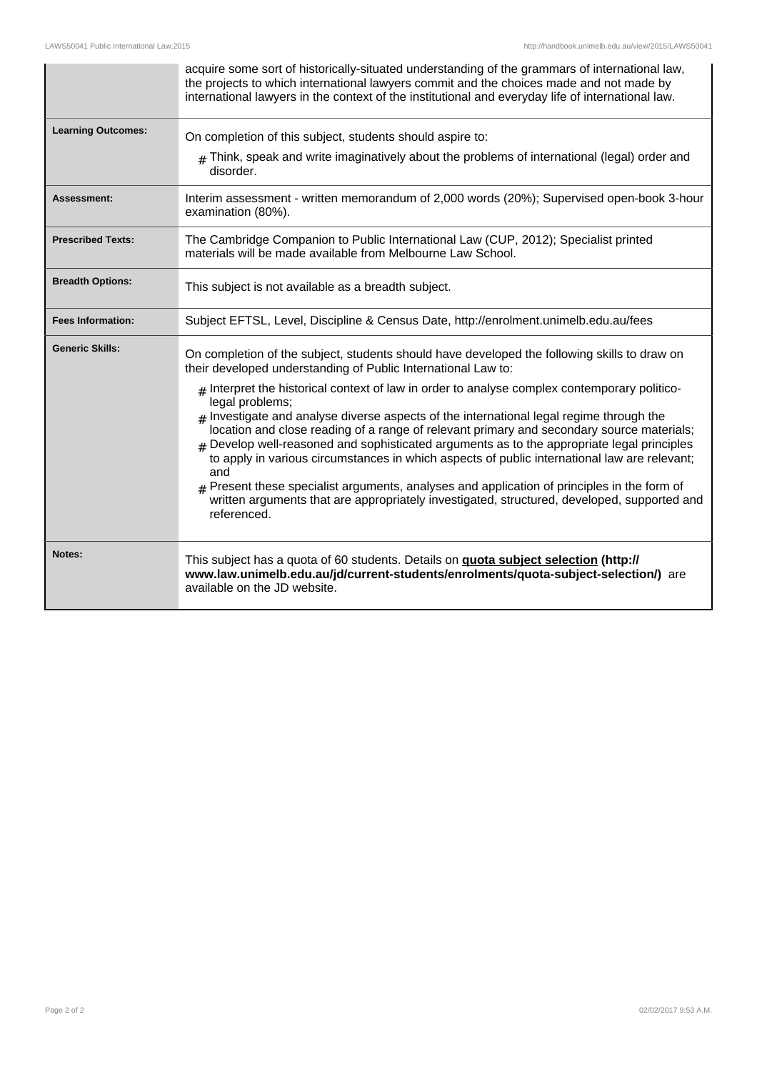| | |
|---|---|
| | acquire some sort of historically-situated understanding of the grammars of international law, the projects to which international lawyers commit and the choices made and not made by international lawyers in the context of the institutional and everyday life of international law. |
| **Learning Outcomes:** | On completion of this subject, students should aspire to:<br># Think, speak and write imaginatively about the problems of international (legal) order and disorder. |
| **Assessment:** | Interim assessment - written memorandum of 2,000 words (20%); Supervised open-book 3-hour examination (80%). |
| **Prescribed Texts:** | The Cambridge Companion to Public International Law (CUP, 2012); Specialist printed materials will be made available from Melbourne Law School. |
| **Breadth Options:** | This subject is not available as a breadth subject. |
| **Fees Information:** | Subject EFTSL, Level, Discipline & Census Date, http://enrolment.unimelb.edu.au/fees |
| **Generic Skills:** | On completion of the subject, students should have developed the following skills to draw on their developed understanding of Public International Law to:<br># Interpret the historical context of law in order to analyse complex contemporary politico-legal problems;<br># Investigate and analyse diverse aspects of the international legal regime through the location and close reading of a range of relevant primary and secondary source materials;<br># Develop well-reasoned and sophisticated arguments as to the appropriate legal principles to apply in various circumstances in which aspects of public international law are relevant; and<br># Present these specialist arguments, analyses and application of principles in the form of written arguments that are appropriately investigated, structured, developed, supported and referenced. |
| **Notes:** | This subject has a quota of 60 students. Details on **quota subject selection (http://www.law.unimelb.edu.au/jd/current-students/enrolments/quota-subject-selection/)** are available on the JD website. |